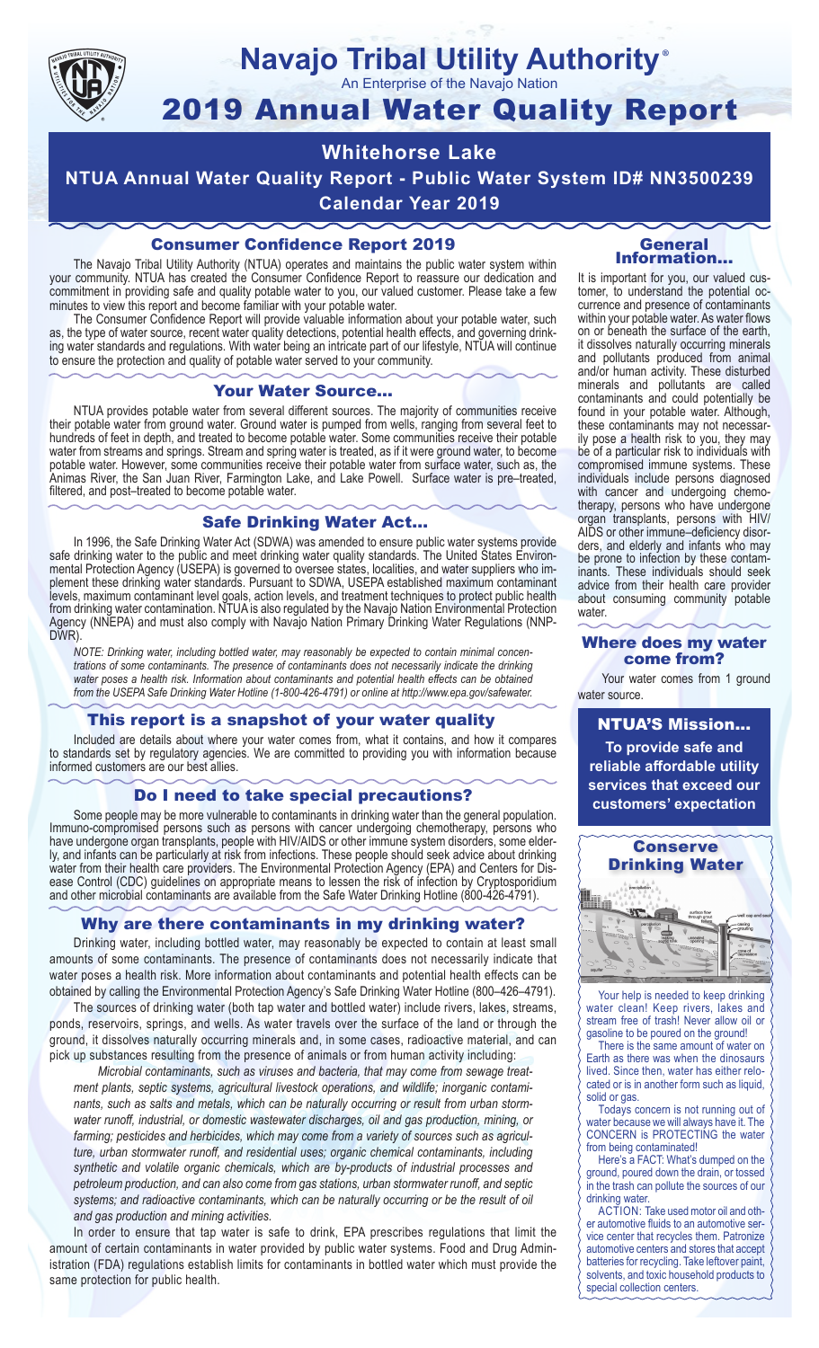# Navajo Tribal Utility Authority®

An Enterprise of the Navajo Nation

# 2019 Annual Water Quality Report

## Whitehorse Lake

## NTUA Annual Water Quality Report - Public Water System ID# NN3500239

## Calendar Year 2019

### Consumer Confidence Report 2019

The Navajo Tribal Utility Authority (NTUA) operates and maintains the public water system within your community. NTUA has created the Consumer Confidence Report to reassure our dedication and commitment in providing safe and quality potable water to you, our valued customer. Please take a few minutes to view this report and become familiar with your potable water.

The Consumer Confidence Report will provide valuable information about your potable water, such as, the type of water source, recent water quality detections, potential health effects, and governing drinking water standards and regulations. With water being an intricate part of our lifestyle, NTUA will continue to ensure the protection and quality of potable water served to your community.

### Your Water Source...

NTUA provides potable water from several different sources. The majority of communities receive their potable water from ground water. Ground water is pumped from wells, ranging from several feet to hundreds of feet in depth, and treated to become potable water. Some communities receive their potable water from streams and springs. Stream and spring water is treated, as if it were ground water, to become potable water. However, some communities receive their potable water from surface water, such as, the Animas River, the San Juan River, Farmington Lake, and Lake Powell. Surface water is pre–treated, filtered, and post–treated to become potable water.

### Safe Drinking Water Act...

In 1996, the Safe Drinking Water Act (SDWA) was amended to ensure public water systems provide safe drinking water to the public and meet drinking water quality standards. The United States Environmental Protection Agency (USEPA) is governed to oversee states, localities, and water suppliers who implement these drinking water standards. Pursuant to SDWA, USEPA established maximum contaminant levels, maximum contaminant level goals, action levels, and treatment techniques to protect public health from drinking water contamination. NTUA is also regulated by the Navajo Nation Environmental Protection Agency (NNEPA) and must also comply with Navajo Nation Primary Drinking Water Regulations (NNPDWR).

*NOTE: Drinking water, including bottled water, may reasonably be expected to contain minimal concentrations of some contaminants. The presence of contaminants does not necessarily indicate the drinking water poses a health risk. Information about contaminants and potential health effects can be obtained from the USEPA Safe Drinking Water Hotline (1-800-426-4791) or online at http://www.epa.gov/safewater.*

### This report is a snapshot of your water quality

Included are details about where your water comes from, what it contains, and how it compares to standards set by regulatory agencies. We are committed to providing you with information because informed customers are our best allies.

### Do I need to take special precautions?

Some people may be more vulnerable to contaminants in drinking water than the general population. Immuno-compromised persons such as persons with cancer undergoing chemotherapy, persons who have undergone organ transplants, people with HIV/AIDS or other immune system disorders, some elderly, and infants can be particularly at risk from infections. These people should seek advice about drinking water from their health care providers. The Environmental Protection Agency (EPA) and Centers for Disease Control (CDC) guidelines on appropriate means to lessen the risk of infection by Cryptosporidium and other microbial contaminants are available from the Safe Water Drinking Hotline (800-426-4791).

### Why are there contaminants in my drinking water?

Drinking water, including bottled water, may reasonably be expected to contain at least small amounts of some contaminants. The presence of contaminants does not necessarily indicate that water poses a health risk. More information about contaminants and potential health effects can be obtained by calling the Environmental Protection Agency's Safe Drinking Water Hotline (800–426–4791).

The sources of drinking water (both tap water and bottled water) include rivers, lakes, streams, ponds, reservoirs, springs, and wells. As water travels over the surface of the land or through the ground, it dissolves naturally occurring minerals and, in some cases, radioactive material, and can pick up substances resulting from the presence of animals or from human activity including:

*Microbial contaminants, such as viruses and bacteria, that may come from sewage treatment plants, septic systems, agricultural livestock operations, and wildlife; inorganic contaminants, such as salts and metals, which can be naturally occurring or result from urban stormwater runoff, industrial, or domestic wastewater discharges, oil and gas production, mining, or farming; pesticides and herbicides, which may come from a variety of sources such as agriculture, urban stormwater runoff, and residential uses; organic chemical contaminants, including synthetic and volatile organic chemicals, which are by-products of industrial processes and petroleum production, and can also come from gas stations, urban stormwater runoff, and septic systems; and radioactive contaminants, which can be naturally occurring or be the result of oil and gas production and mining activities.*

In order to ensure that tap water is safe to drink, EPA prescribes regulations that limit the amount of certain contaminants in water provided by public water systems. Food and Drug Administration (FDA) regulations establish limits for contaminants in bottled water which must provide the same protection for public health.

### General Information...

It is important for you, our valued customer, to understand the potential occurrence and presence of contaminants within your potable water. As water flows on or beneath the surface of the earth, it dissolves naturally occurring minerals and pollutants produced from animal and/or human activity. These disturbed minerals and pollutants are called contaminants and could potentially be found in your potable water. Although, these contaminants may not necessarily pose a health risk to you, they may be of a particular risk to individuals with compromised immune systems. These individuals include persons diagnosed with cancer and undergoing chemotherapy, persons who have undergone organ transplants, persons with HIV/AIDS or other immune–deficiency disorders, and elderly and infants who may be prone to infection by these contaminants. These individuals should seek advice from their health care provider about consuming community potable water.

### Where does my water come from?

Your water comes from 1 ground water source.

### NTUA'S Mission...

**To provide safe and reliable affordable utility services that exceed our customers' expectation**

### Conserve Drinking Water

Your help is needed to keep drinking water clean! Keep rivers, lakes and stream free of trash! Never allow oil or gasoline to be poured on the ground!

There is the same amount of water on Earth as there was when the dinosaurs lived. Since then, water has either relocated or is in another form such as liquid, solid or gas.

Todays concern is not running out of water because we will always have it. The CONCERN is PROTECTING the water from being contaminated!

Here's a FACT: What's dumped on the ground, poured down the drain, or tossed in the trash can pollute the sources of our drinking water.

ACTION: Take used motor oil and other automotive fluids to an automotive service center that recycles them. Patronize automotive centers and stores that accept batteries for recycling. Take leftover paint, solvents, and toxic household products to special collection centers.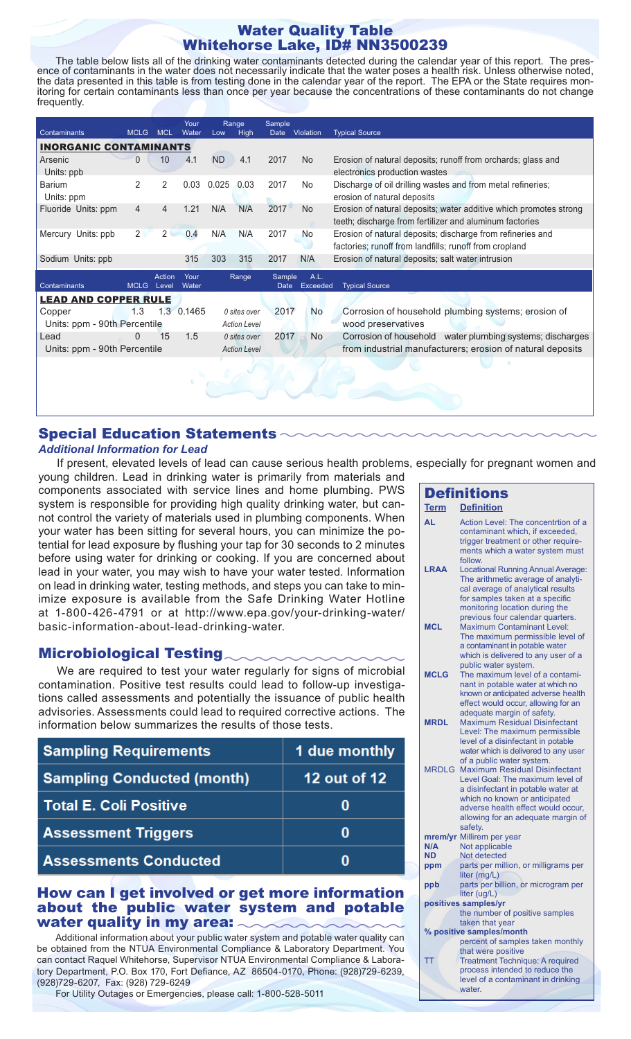# Water Quality Table
## Whitehorse Lake, ID# NN3500239

The table below lists all of the drinking water contaminants detected during the calendar year of this report. The presence of contaminants in the water does not necessarily indicate that the water poses a health risk. Unless otherwise noted, the data presented in this table is from testing done in the calendar year of the report. The EPA or the State requires monitoring for certain contaminants less than once per year because the concentrations of these contaminants do not change frequently.

| Contaminants | MCLG | MCL | Your Water | Range Low | Range High | Sample Date | Violation | Typical Source |
|---|---|---|---|---|---|---|---|---|
| **INORGANIC CONTAMINANTS** | | | | | | | | |
| Arsenic Units: ppb | 0 | 10 | 4.1 | ND | 4.1 | 2017 | No | Erosion of natural deposits; runoff from orchards; glass and electronics production wastes |
| Barium Units: ppm | 2 | 2 | 0.03 | 0.025 | 0.03 | 2017 | No | Discharge of oil drilling wastes and from metal refineries; erosion of natural deposits |
| Fluoride Units: ppm | 4 | 4 | 1.21 | N/A | N/A | 2017 | No | Erosion of natural deposits; water additive which promotes strong teeth; discharge from fertilizer and aluminum factories |
| Mercury Units: ppb | 2 | 2 | 0.4 | N/A | N/A | 2017 | No | Erosion of natural deposits; discharge from refineries and factories; runoff from landfills; runoff from cropland |
| Sodium Units: ppb | | | 315 | 303 | 315 | 2017 | N/A | Erosion of natural deposits; salt water intrusion |

| Contaminants | MCLG | Action Level | Your Water | Range | Sample Date | A.L. Exceeded | Typical Source |
|---|---|---|---|---|---|---|---|
| **LEAD AND COPPER RULE** | | | | | | | |
| Copper Units: ppm - 90th Percentile | 1.3 | 1.3 | 0.1465 | *0 sites over Action Level* | 2017 | No | Corrosion of household plumbing systems; erosion of wood preservatives |
| Lead Units: ppm - 90th Percentile | 0 | 15 | 1.5 | *0 sites over Action Level* | 2017 | No | Corrosion of household water plumbing systems; discharges from industrial manufacturers; erosion of natural deposits |

## Special Education Statements

***Additional Information for Lead***

If present, elevated levels of lead can cause serious health problems, especially for pregnant women and young children. Lead in drinking water is primarily from materials and components associated with service lines and home plumbing. PWS system is responsible for providing high quality drinking water, but cannot control the variety of materials used in plumbing components. When your water has been sitting for several hours, you can minimize the potential for lead exposure by flushing your tap for 30 seconds to 2 minutes before using water for drinking or cooking. If you are concerned about lead in your water, you may wish to have your water tested. Information on lead in drinking water, testing methods, and steps you can take to minimize exposure is available from the Safe Drinking Water Hotline at 1-800-426-4791 or at http://www.epa.gov/your-drinking-water/basic-information-about-lead-drinking-water.

## Microbiological Testing

We are required to test your water regularly for signs of microbial contamination. Positive test results could lead to follow-up investigations called assessments and potentially the issuance of public health advisories. Assessments could lead to required corrective actions. The information below summarizes the results of those tests.

| | |
|---|---|
| **Sampling Requirements** | **1 due monthly** |
| **Sampling Conducted (month)** | **12 out of 12** |
| **Total E. Coli Positive** | **0** |
| **Assessment Triggers** | **0** |
| **Assessments Conducted** | **0** |

## How can I get involved or get more information about the public water system and potable water quality in my area:

Additional information about your public water system and potable water quality can be obtained from the NTUA Environmental Compliance & Laboratory Department. You can contact Raquel Whitehorse, Supervisor NTUA Environmental Compliance & Laboratory Department, P.O. Box 170, Fort Defiance, AZ 86504-0170, Phone: (928)729-6239, (928)729-6207, Fax: (928) 729-6249

For Utility Outages or Emergencies, please call: 1-800-528-5011

## Definitions

| Term | Definition |
|---|---|
| **AL** | Action Level: The concentrtion of a contaminant which, if exceeded, trigger treatment or other requirements which a water system must follow. |
| **LRAA** | Locational Running Annual Average: The arithmetic average of analytical results for samples taken at a specific monitoring location during the previous four calendar quarters. |
| **MCL** | Maximum Contaminant Level: The maximum permissible level of a contaminant in potable water which is delivered to any user of a public water system. |
| **MCLG** | The maximum level of a contaminant in potable water at which no known or anticipated adverse health effect would occur, allowing for an adequate margin of safety. |
| **MRDL** | Maximum Residual Disinfectant Level: The maximum permissible level of a disinfectant in potable water which is delivered to any user of a public water system. |
| **MRDLG** | Maximum Residual Disinfectant Level Goal: The maximum level of a disinfectant in potable water at which no known or anticipated adverse health effect would occur, allowing for an adequate margin of safety. |
| **mrem/yr** | Millirem per year |
| **N/A** | Not applicable |
| **ND** | Not detected |
| **ppm** | parts per million, or milligrams per liter (mg/L) |
| **ppb** | parts per billion, or microgram per liter (ug/L) |
| **positives samples/yr** | the number of positive samples taken that year |
| **% positive samples/month** | percent of samples taken monthly that were positive |
| **TT** | Treatment Technique: A required process intended to reduce the level of a contaminant in drinking water. |